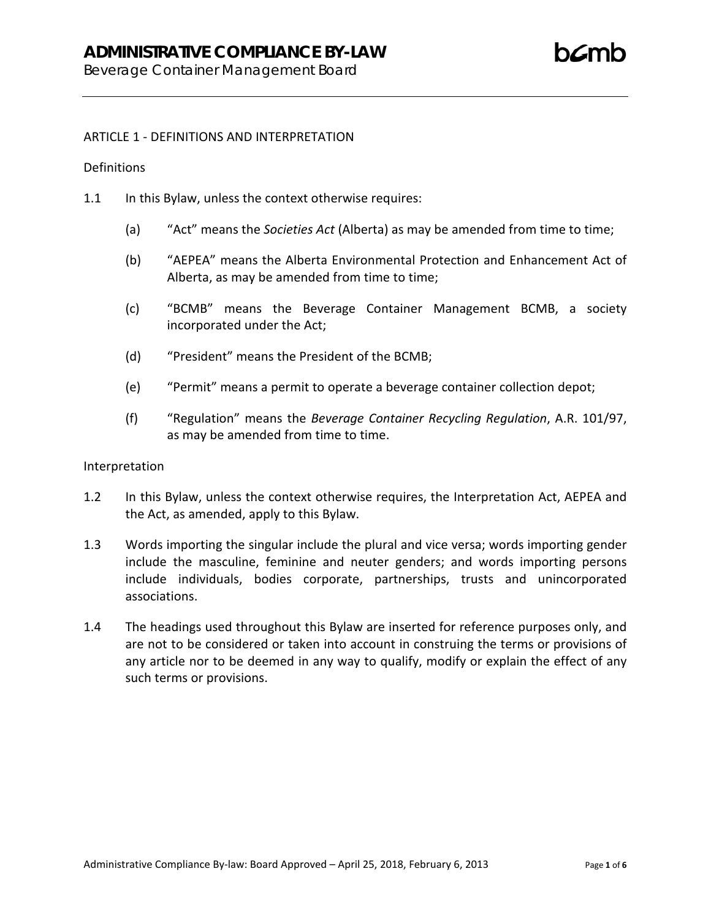# ADMINISTRATIVE COMPLIANCE BY-LAW

Beverage Container Management Board

ARTICLE 1 - DEFINITIONS AND INTERPRETATION

Definitions

1.1 In this Bylaw, unless the context otherwise requires:

   (a) "Act" means the *Societies Act* (Alberta) as may be amended from time to time;

   (b) "AEPEA" means the Alberta Environmental Protection and Enhancement Act of Alberta, as may be amended from time to time;

   (c) "BCMB" means the Beverage Container Management BCMB, a society incorporated under the Act;

   (d) "President" means the President of the BCMB;

   (e) "Permit" means a permit to operate a beverage container collection depot;

   (f) "Regulation" means the *Beverage Container Recycling Regulation*, A.R. 101/97, as may be amended from time to time.

Interpretation

1.2 In this Bylaw, unless the context otherwise requires, the Interpretation Act, AEPEA and the Act, as amended, apply to this Bylaw.

1.3 Words importing the singular include the plural and vice versa; words importing gender include the masculine, feminine and neuter genders; and words importing persons include individuals, bodies corporate, partnerships, trusts and unincorporated associations.

1.4 The headings used throughout this Bylaw are inserted for reference purposes only, and are not to be considered or taken into account in construing the terms or provisions of any article nor to be deemed in any way to qualify, modify or explain the effect of any such terms or provisions.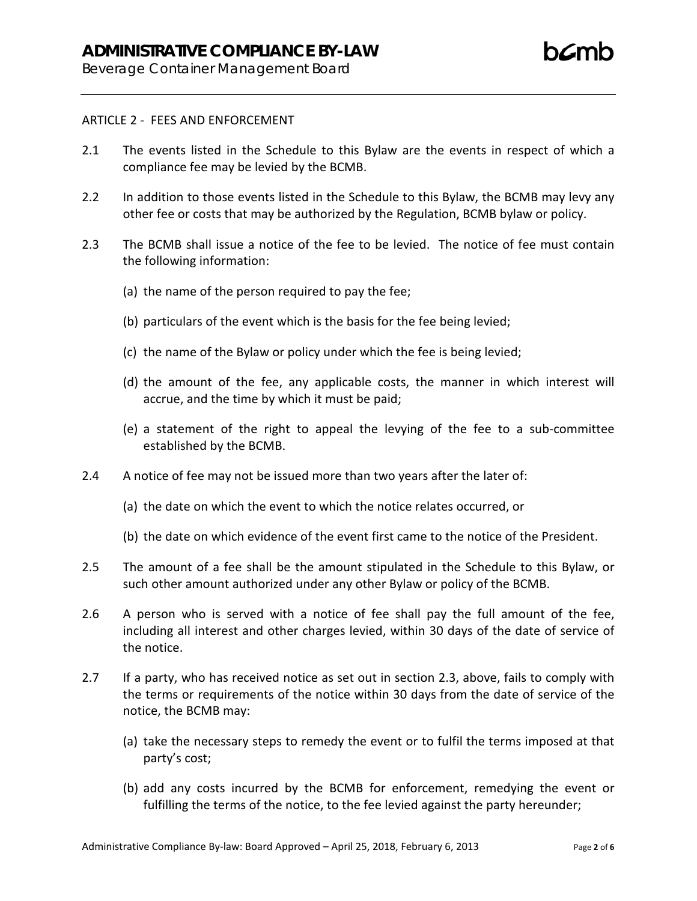## ARTICLE 2 - FEES AND ENFORCEMENT

2.1 The events listed in the Schedule to this Bylaw are the events in respect of which a compliance fee may be levied by the BCMB.

2.2 In addition to those events listed in the Schedule to this Bylaw, the BCMB may levy any other fee or costs that may be authorized by the Regulation, BCMB bylaw or policy.

2.3 The BCMB shall issue a notice of the fee to be levied. The notice of fee must contain the following information:

(a) the name of the person required to pay the fee;

(b) particulars of the event which is the basis for the fee being levied;

(c) the name of the Bylaw or policy under which the fee is being levied;

(d) the amount of the fee, any applicable costs, the manner in which interest will accrue, and the time by which it must be paid;

(e) a statement of the right to appeal the levying of the fee to a sub-committee established by the BCMB.

2.4 A notice of fee may not be issued more than two years after the later of:

(a) the date on which the event to which the notice relates occurred, or

(b) the date on which evidence of the event first came to the notice of the President.

2.5 The amount of a fee shall be the amount stipulated in the Schedule to this Bylaw, or such other amount authorized under any other Bylaw or policy of the BCMB.

2.6 A person who is served with a notice of fee shall pay the full amount of the fee, including all interest and other charges levied, within 30 days of the date of service of the notice.

2.7 If a party, who has received notice as set out in section 2.3, above, fails to comply with the terms or requirements of the notice within 30 days from the date of service of the notice, the BCMB may:

(a) take the necessary steps to remedy the event or to fulfil the terms imposed at that party's cost;

(b) add any costs incurred by the BCMB for enforcement, remedying the event or fulfilling the terms of the notice, to the fee levied against the party hereunder;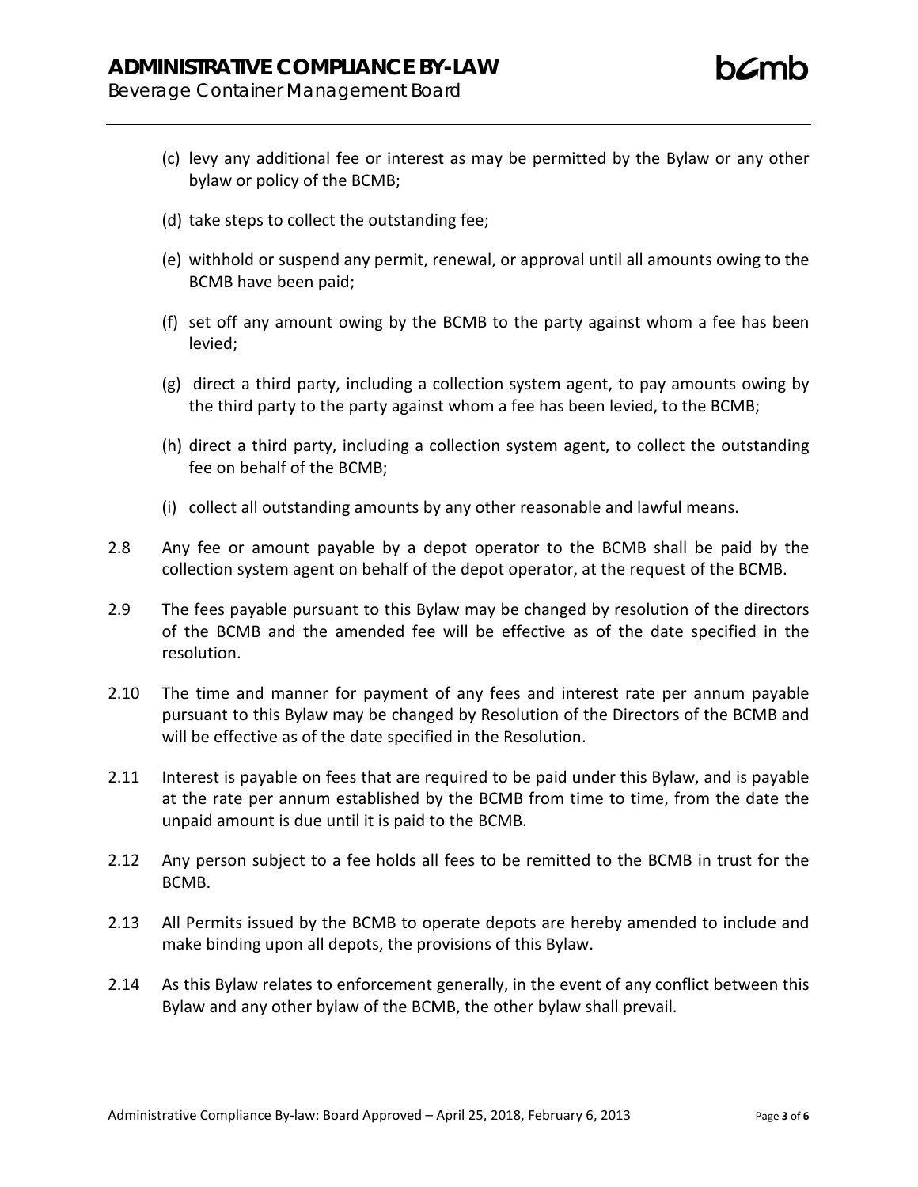(c) levy any additional fee or interest as may be permitted by the Bylaw or any other bylaw or policy of the BCMB;

(d) take steps to collect the outstanding fee;

(e) withhold or suspend any permit, renewal, or approval until all amounts owing to the BCMB have been paid;

(f) set off any amount owing by the BCMB to the party against whom a fee has been levied;

(g) direct a third party, including a collection system agent, to pay amounts owing by the third party to the party against whom a fee has been levied, to the BCMB;

(h) direct a third party, including a collection system agent, to collect the outstanding fee on behalf of the BCMB;

(i) collect all outstanding amounts by any other reasonable and lawful means.

2.8 Any fee or amount payable by a depot operator to the BCMB shall be paid by the collection system agent on behalf of the depot operator, at the request of the BCMB.

2.9 The fees payable pursuant to this Bylaw may be changed by resolution of the directors of the BCMB and the amended fee will be effective as of the date specified in the resolution.

2.10 The time and manner for payment of any fees and interest rate per annum payable pursuant to this Bylaw may be changed by Resolution of the Directors of the BCMB and will be effective as of the date specified in the Resolution.

2.11 Interest is payable on fees that are required to be paid under this Bylaw, and is payable at the rate per annum established by the BCMB from time to time, from the date the unpaid amount is due until it is paid to the BCMB.

2.12 Any person subject to a fee holds all fees to be remitted to the BCMB in trust for the BCMB.

2.13 All Permits issued by the BCMB to operate depots are hereby amended to include and make binding upon all depots, the provisions of this Bylaw.

2.14 As this Bylaw relates to enforcement generally, in the event of any conflict between this Bylaw and any other bylaw of the BCMB, the other bylaw shall prevail.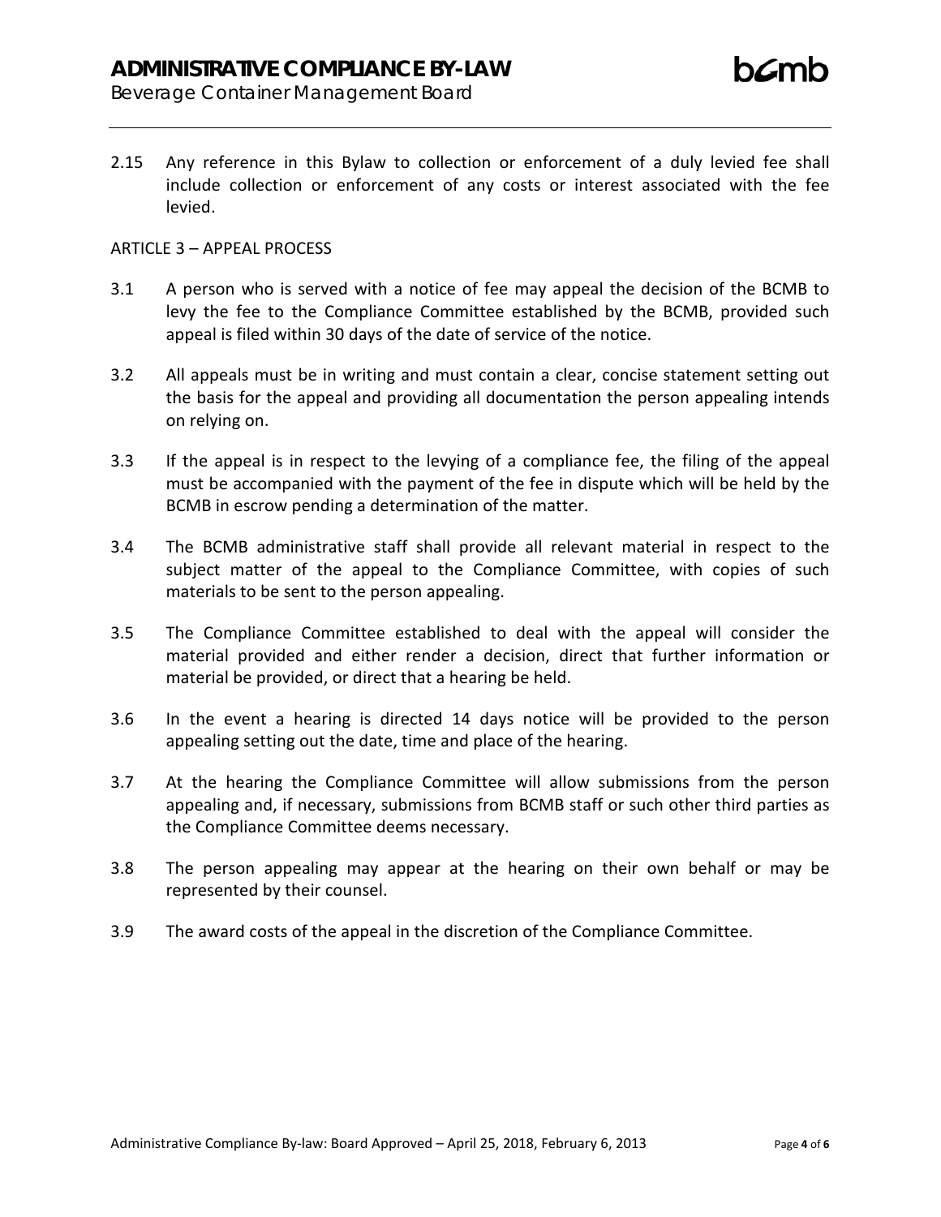2.15 Any reference in this Bylaw to collection or enforcement of a duly levied fee shall include collection or enforcement of any costs or interest associated with the fee levied.

ARTICLE 3 – APPEAL PROCESS

3.1 A person who is served with a notice of fee may appeal the decision of the BCMB to levy the fee to the Compliance Committee established by the BCMB, provided such appeal is filed within 30 days of the date of service of the notice.

3.2 All appeals must be in writing and must contain a clear, concise statement setting out the basis for the appeal and providing all documentation the person appealing intends on relying on.

3.3 If the appeal is in respect to the levying of a compliance fee, the filing of the appeal must be accompanied with the payment of the fee in dispute which will be held by the BCMB in escrow pending a determination of the matter.

3.4 The BCMB administrative staff shall provide all relevant material in respect to the subject matter of the appeal to the Compliance Committee, with copies of such materials to be sent to the person appealing.

3.5 The Compliance Committee established to deal with the appeal will consider the material provided and either render a decision, direct that further information or material be provided, or direct that a hearing be held.

3.6 In the event a hearing is directed 14 days notice will be provided to the person appealing setting out the date, time and place of the hearing.

3.7 At the hearing the Compliance Committee will allow submissions from the person appealing and, if necessary, submissions from BCMB staff or such other third parties as the Compliance Committee deems necessary.

3.8 The person appealing may appear at the hearing on their own behalf or may be represented by their counsel.

3.9 The award costs of the appeal in the discretion of the Compliance Committee.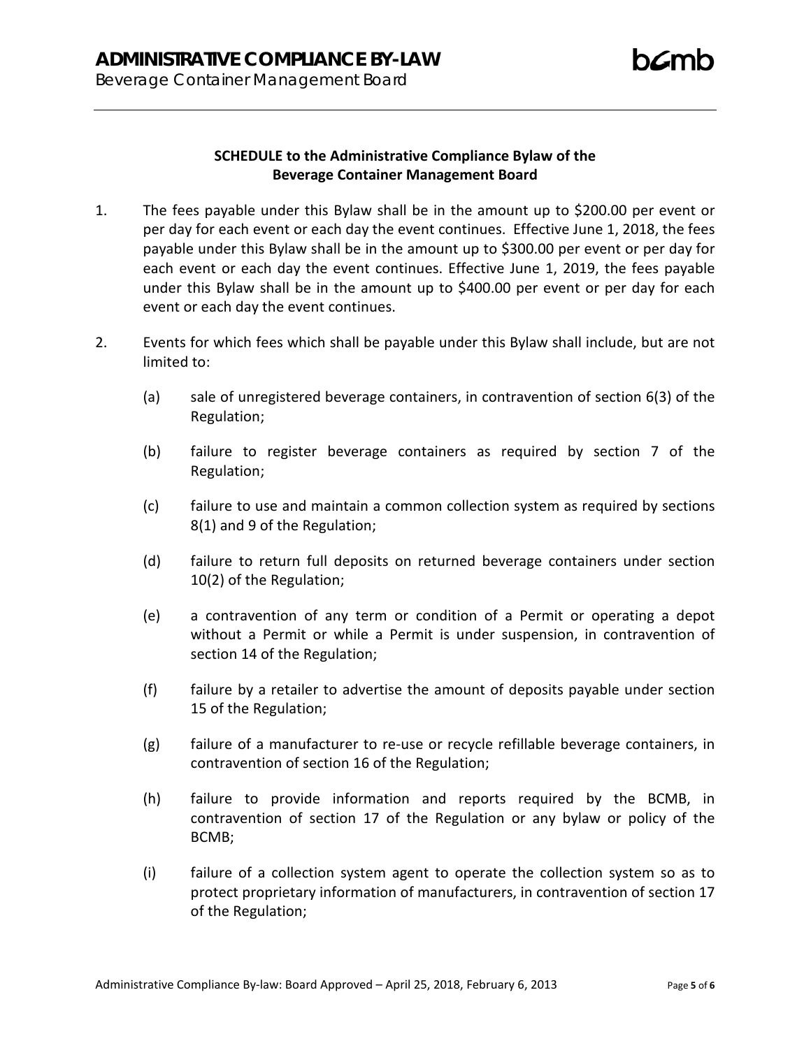**SCHEDULE to the Administrative Compliance Bylaw of the Beverage Container Management Board**

1. The fees payable under this Bylaw shall be in the amount up to $200.00 per event or per day for each event or each day the event continues. Effective June 1, 2018, the fees payable under this Bylaw shall be in the amount up to $300.00 per event or per day for each event or each day the event continues. Effective June 1, 2019, the fees payable under this Bylaw shall be in the amount up to $400.00 per event or per day for each event or each day the event continues.

2. Events for which fees which shall be payable under this Bylaw shall include, but are not limited to:

   (a) sale of unregistered beverage containers, in contravention of section 6(3) of the Regulation;

   (b) failure to register beverage containers as required by section 7 of the Regulation;

   (c) failure to use and maintain a common collection system as required by sections 8(1) and 9 of the Regulation;

   (d) failure to return full deposits on returned beverage containers under section 10(2) of the Regulation;

   (e) a contravention of any term or condition of a Permit or operating a depot without a Permit or while a Permit is under suspension, in contravention of section 14 of the Regulation;

   (f) failure by a retailer to advertise the amount of deposits payable under section 15 of the Regulation;

   (g) failure of a manufacturer to re-use or recycle refillable beverage containers, in contravention of section 16 of the Regulation;

   (h) failure to provide information and reports required by the BCMB, in contravention of section 17 of the Regulation or any bylaw or policy of the BCMB;

   (i) failure of a collection system agent to operate the collection system so as to protect proprietary information of manufacturers, in contravention of section 17 of the Regulation;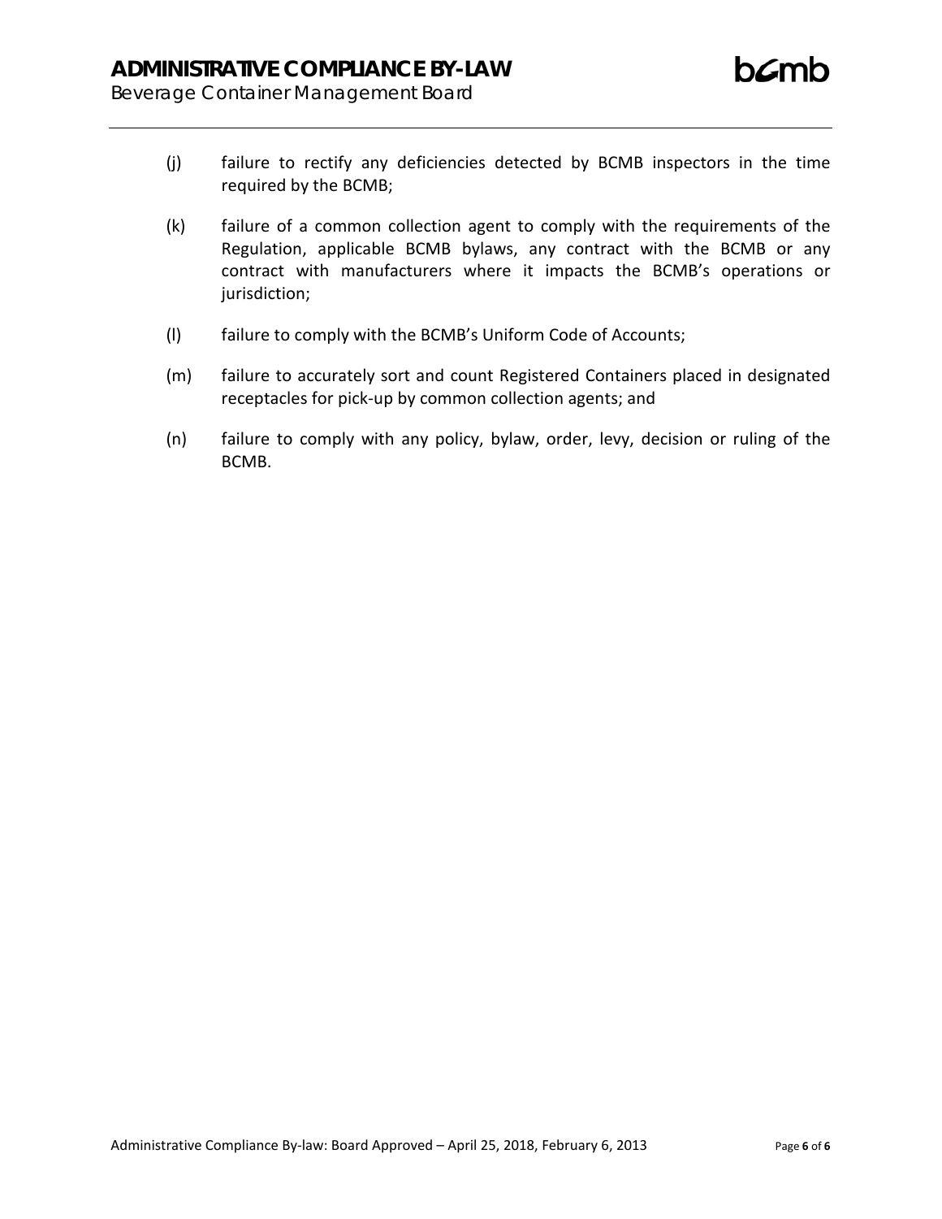(j) failure to rectify any deficiencies detected by BCMB inspectors in the time required by the BCMB;

(k) failure of a common collection agent to comply with the requirements of the Regulation, applicable BCMB bylaws, any contract with the BCMB or any contract with manufacturers where it impacts the BCMB's operations or jurisdiction;

(l) failure to comply with the BCMB's Uniform Code of Accounts;

(m) failure to accurately sort and count Registered Containers placed in designated receptacles for pick-up by common collection agents; and

(n) failure to comply with any policy, bylaw, order, levy, decision or ruling of the BCMB.